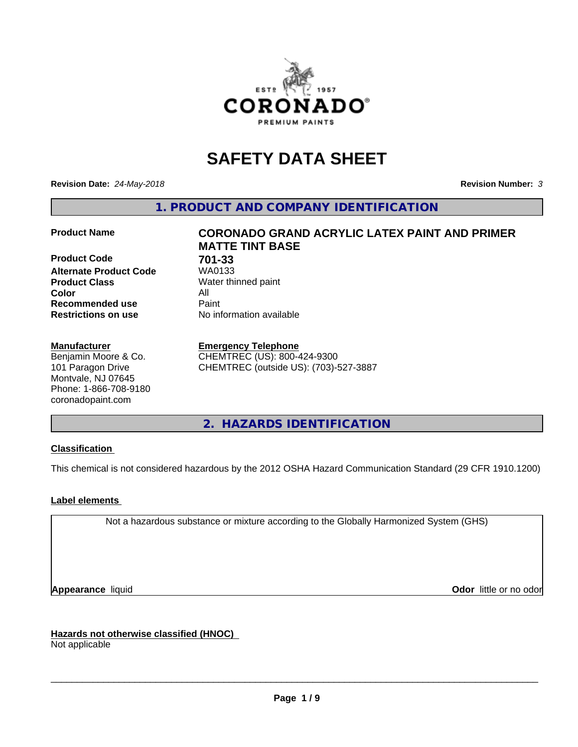# SAFETY DATA SHEET

**Revision Date:** *24-May-2018*

**Revision Number:** *3*

## 1. PRODUCT AND COMPANY IDENTIFICATION

| | |
|---|---|
| **Product Name** | **CORONADO GRAND ACRYLIC LATEX PAINT AND PRIMER MATTE TINT BASE** |
| **Product Code** | **701-33** |
| **Alternate Product Code** | WA0133 |
| **Product Class** | Water thinned paint |
| **Color** | All |
| **Recommended use** | Paint |
| **Restrictions on use** | No information available |

**Manufacturer**
Benjamin Moore & Co.
101 Paragon Drive
Montvale, NJ 07645
Phone: 1-866-708-9180
coronadopaint.com

**Emergency Telephone**
CHEMTREC (US): 800-424-9300
CHEMTREC (outside US): (703)-527-3887

## 2. HAZARDS IDENTIFICATION

**Classification**

This chemical is not considered hazardous by the 2012 OSHA Hazard Communication Standard (29 CFR 1910.1200)

**Label elements**

Not a hazardous substance or mixture according to the Globally Harmonized System (GHS)

**Appearance** liquid

**Odor** little or no odor

**Hazards not otherwise classified (HNOC)**
Not applicable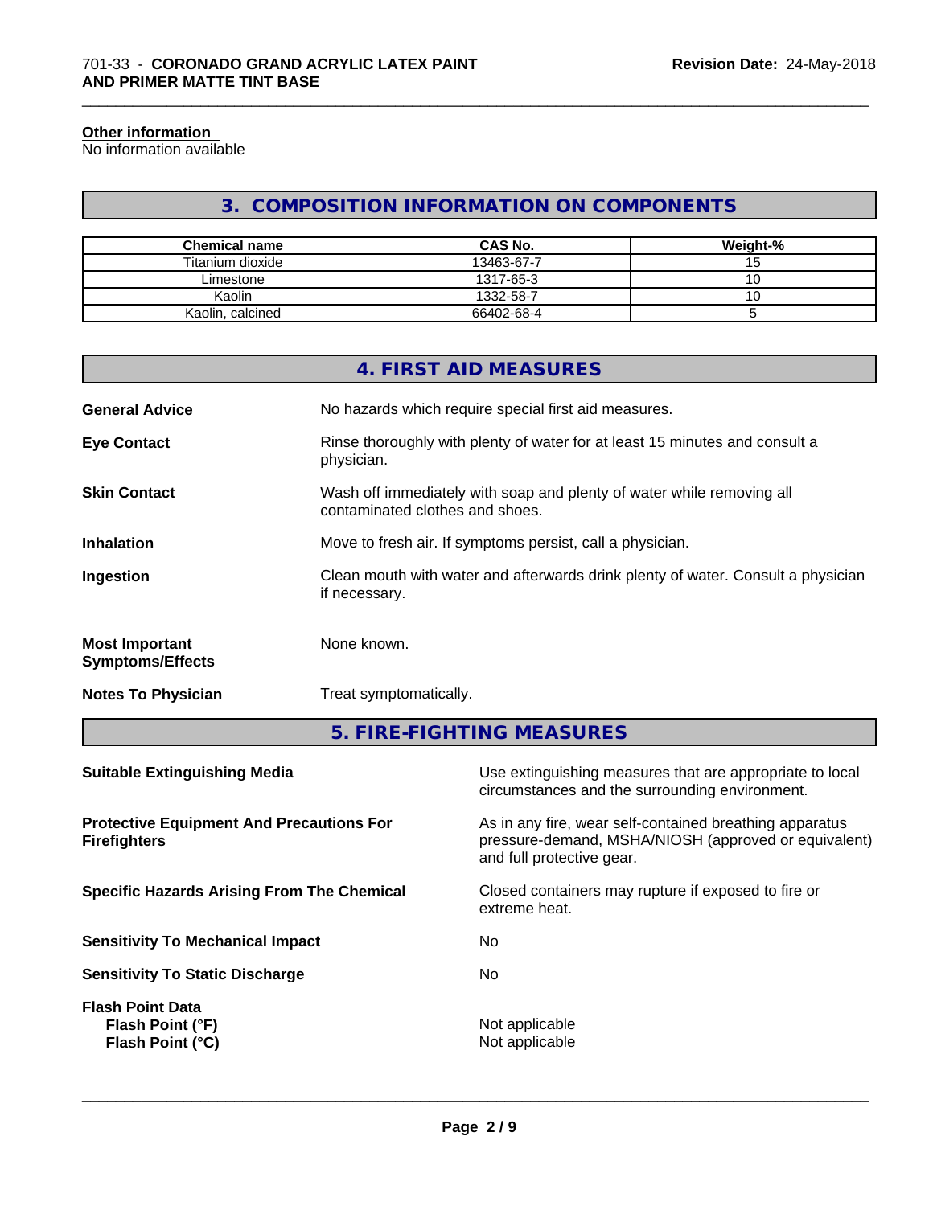**Other information**
No information available

## 3. COMPOSITION INFORMATION ON COMPONENTS

| Chemical name | CAS No. | Weight-% |
|---|---|---|
| Titanium dioxide | 13463-67-7 | 15 |
| Limestone | 1317-65-3 | 10 |
| Kaolin | 1332-58-7 | 10 |
| Kaolin, calcined | 66402-68-4 | 5 |

## 4. FIRST AID MEASURES

**General Advice**
No hazards which require special first aid measures.

**Eye Contact**
Rinse thoroughly with plenty of water for at least 15 minutes and consult a physician.

**Skin Contact**
Wash off immediately with soap and plenty of water while removing all contaminated clothes and shoes.

**Inhalation**
Move to fresh air. If symptoms persist, call a physician.

**Ingestion**
Clean mouth with water and afterwards drink plenty of water. Consult a physician if necessary.

**Most Important Symptoms/Effects**
None known.

**Notes To Physician**
Treat symptomatically.

## 5. FIRE-FIGHTING MEASURES

**Suitable Extinguishing Media**
Use extinguishing measures that are appropriate to local circumstances and the surrounding environment.

**Protective Equipment And Precautions For Firefighters**
As in any fire, wear self-contained breathing apparatus pressure-demand, MSHA/NIOSH (approved or equivalent) and full protective gear.

**Specific Hazards Arising From The Chemical**
Closed containers may rupture if exposed to fire or extreme heat.

**Sensitivity To Mechanical Impact**
No

**Sensitivity To Static Discharge**
No

**Flash Point Data**
**Flash Point (°F)** Not applicable
**Flash Point (°C)** Not applicable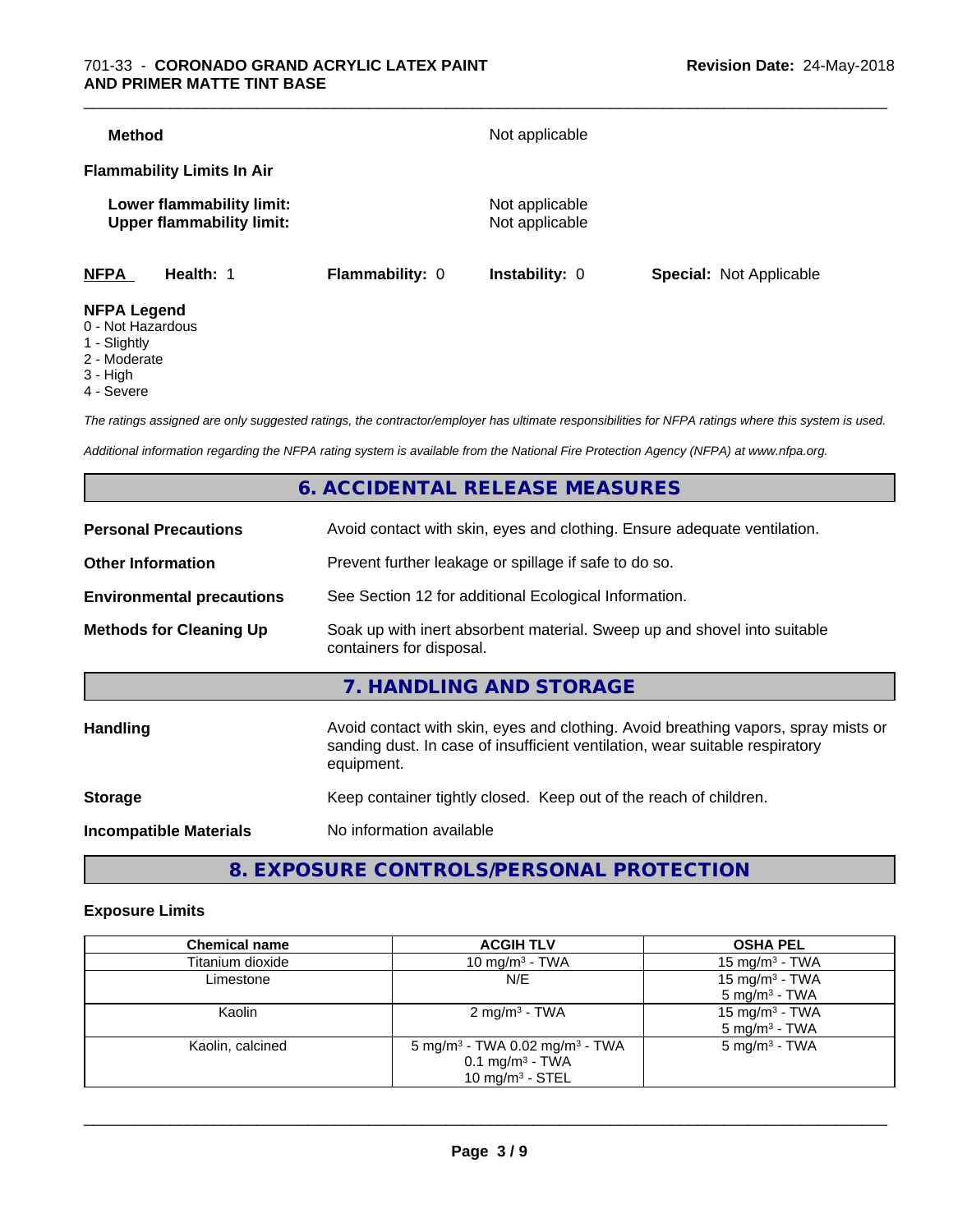**Method** Not applicable

**Flammability Limits In Air**

**Lower flammability limit:** Not applicable
**Upper flammability limit:** Not applicable

| **NFPA** | **Health:** 1 | **Flammability:** 0 | **Instability:** 0 | **Special:** Not Applicable |
|---|---|---|---|---|

**NFPA Legend**
0 - Not Hazardous
1 - Slightly
2 - Moderate
3 - High
4 - Severe

*The ratings assigned are only suggested ratings, the contractor/employer has ultimate responsibilities for NFPA ratings where this system is used.*

*Additional information regarding the NFPA rating system is available from the National Fire Protection Agency (NFPA) at www.nfpa.org.*

## 6. ACCIDENTAL RELEASE MEASURES

**Personal Precautions** Avoid contact with skin, eyes and clothing. Ensure adequate ventilation.

**Other Information** Prevent further leakage or spillage if safe to do so.

**Environmental precautions** See Section 12 for additional Ecological Information.

**Methods for Cleaning Up** Soak up with inert absorbent material. Sweep up and shovel into suitable containers for disposal.

## 7. HANDLING AND STORAGE

**Handling** Avoid contact with skin, eyes and clothing. Avoid breathing vapors, spray mists or sanding dust. In case of insufficient ventilation, wear suitable respiratory equipment.

**Storage** Keep container tightly closed. Keep out of the reach of children.

**Incompatible Materials** No information available

## 8. EXPOSURE CONTROLS/PERSONAL PROTECTION

### Exposure Limits

| Chemical name | ACGIH TLV | OSHA PEL |
|---|---|---|
| Titanium dioxide | 10 mg/m³ - TWA | 15 mg/m³ - TWA |
| Limestone | N/E | 15 mg/m³ - TWA<br>5 mg/m³ - TWA |
| Kaolin | 2 mg/m³ - TWA | 15 mg/m³ - TWA<br>5 mg/m³ - TWA |
| Kaolin, calcined | 5 mg/m³ - TWA 0.02 mg/m³ - TWA<br>0.1 mg/m³ - TWA<br>10 mg/m³ - STEL | 5 mg/m³ - TWA |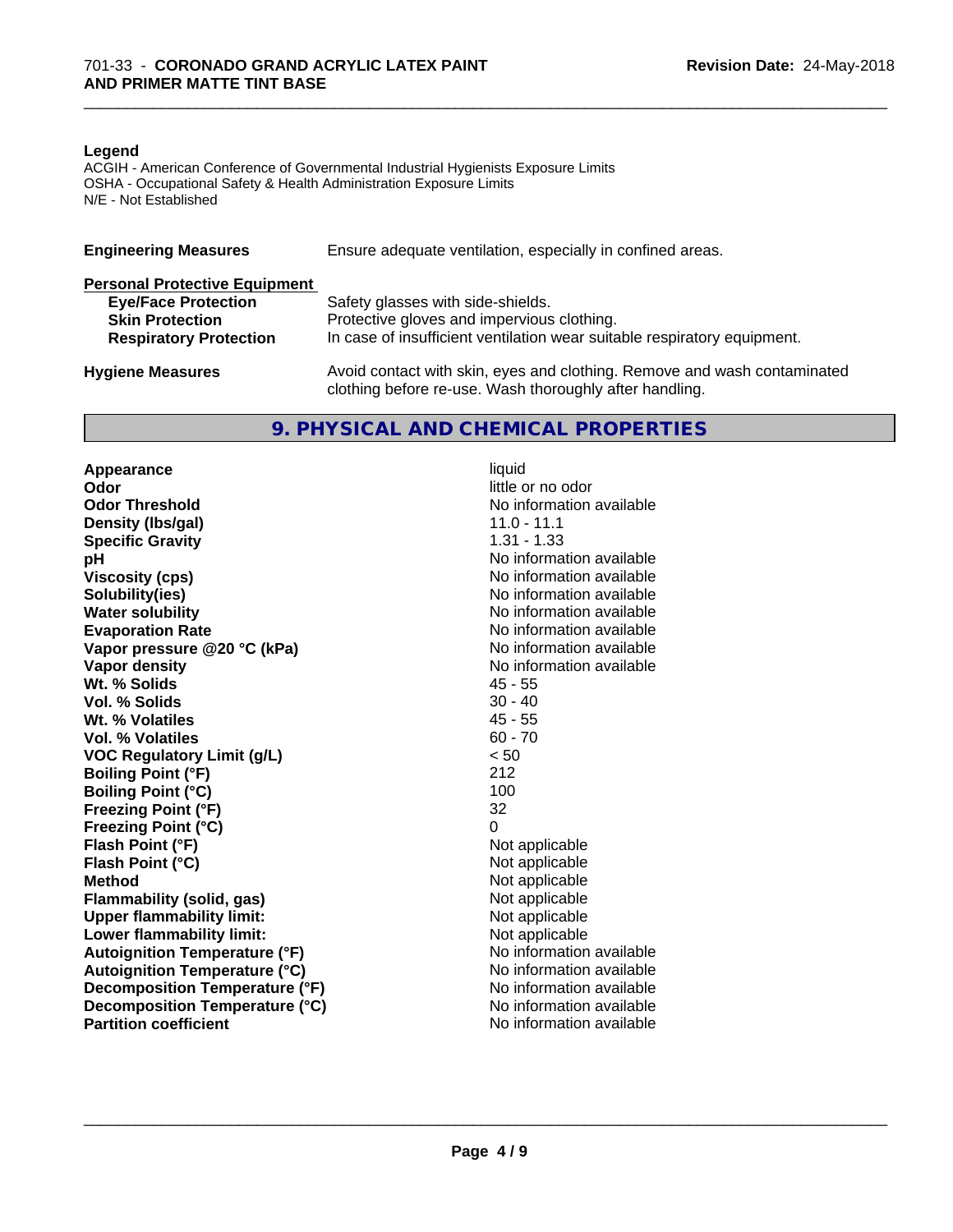**Legend**

ACGIH - American Conference of Governmental Industrial Hygienists Exposure Limits
OSHA - Occupational Safety & Health Administration Exposure Limits
N/E - Not Established

**Engineering Measures** Ensure adequate ventilation, especially in confined areas.

**Personal Protective Equipment**

| | |
|---|---|
| **Eye/Face Protection** | Safety glasses with side-shields. |
| **Skin Protection** | Protective gloves and impervious clothing. |
| **Respiratory Protection** | In case of insufficient ventilation wear suitable respiratory equipment. |

**Hygiene Measures** Avoid contact with skin, eyes and clothing. Remove and wash contaminated clothing before re-use. Wash thoroughly after handling.

## 9. PHYSICAL AND CHEMICAL PROPERTIES

| | |
|---|---|
| **Appearance** | liquid |
| **Odor** | little or no odor |
| **Odor Threshold** | No information available |
| **Density (lbs/gal)** | 11.0 - 11.1 |
| **Specific Gravity** | 1.31 - 1.33 |
| **pH** | No information available |
| **Viscosity (cps)** | No information available |
| **Solubility(ies)** | No information available |
| **Water solubility** | No information available |
| **Evaporation Rate** | No information available |
| **Vapor pressure @20 °C (kPa)** | No information available |
| **Vapor density** | No information available |
| **Wt. % Solids** | 45 - 55 |
| **Vol. % Solids** | 30 - 40 |
| **Wt. % Volatiles** | 45 - 55 |
| **Vol. % Volatiles** | 60 - 70 |
| **VOC Regulatory Limit (g/L)** | < 50 |
| **Boiling Point (°F)** | 212 |
| **Boiling Point (°C)** | 100 |
| **Freezing Point (°F)** | 32 |
| **Freezing Point (°C)** | 0 |
| **Flash Point (°F)** | Not applicable |
| **Flash Point (°C)** | Not applicable |
| **Method** | Not applicable |
| **Flammability (solid, gas)** | Not applicable |
| **Upper flammability limit:** | Not applicable |
| **Lower flammability limit:** | Not applicable |
| **Autoignition Temperature (°F)** | No information available |
| **Autoignition Temperature (°C)** | No information available |
| **Decomposition Temperature (°F)** | No information available |
| **Decomposition Temperature (°C)** | No information available |
| **Partition coefficient** | No information available |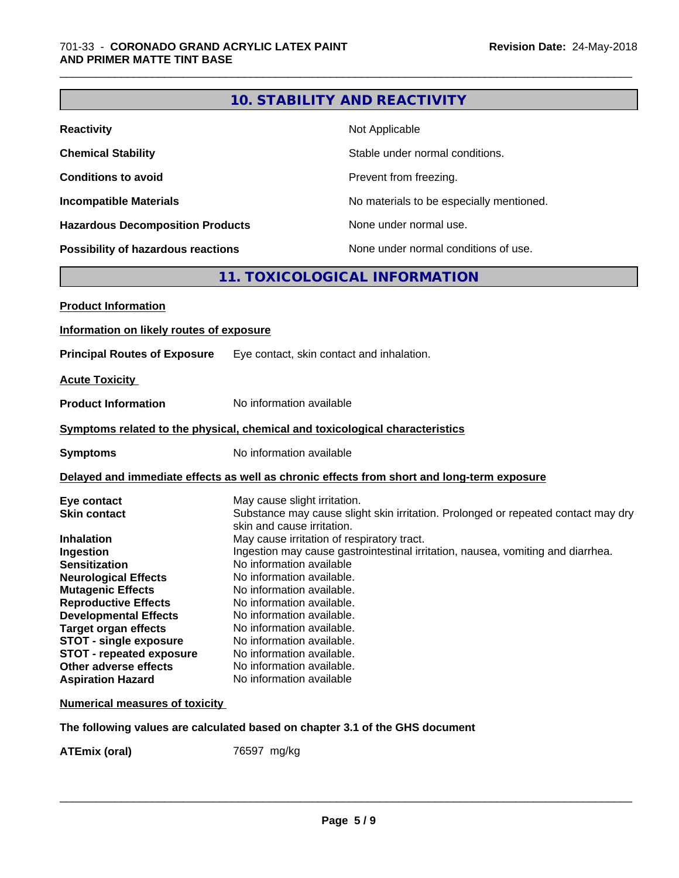## 10. STABILITY AND REACTIVITY

| | |
|---|---|
| **Reactivity** | Not Applicable |
| **Chemical Stability** | Stable under normal conditions. |
| **Conditions to avoid** | Prevent from freezing. |
| **Incompatible Materials** | No materials to be especially mentioned. |
| **Hazardous Decomposition Products** | None under normal use. |
| **Possibility of hazardous reactions** | None under normal conditions of use. |

## 11. TOXICOLOGICAL INFORMATION

**Product Information**

**Information on likely routes of exposure**

**Principal Routes of Exposure** Eye contact, skin contact and inhalation.

**Acute Toxicity**

**Product Information** No information available

**Symptoms related to the physical, chemical and toxicological characteristics**

**Symptoms** No information available

**Delayed and immediate effects as well as chronic effects from short and long-term exposure**

| | |
|---|---|
| **Eye contact** | May cause slight irritation. |
| **Skin contact** | Substance may cause slight skin irritation. Prolonged or repeated contact may dry skin and cause irritation. |
| **Inhalation** | May cause irritation of respiratory tract. |
| **Ingestion** | Ingestion may cause gastrointestinal irritation, nausea, vomiting and diarrhea. |
| **Sensitization** | No information available |
| **Neurological Effects** | No information available. |
| **Mutagenic Effects** | No information available. |
| **Reproductive Effects** | No information available. |
| **Developmental Effects** | No information available. |
| **Target organ effects** | No information available. |
| **STOT - single exposure** | No information available. |
| **STOT - repeated exposure** | No information available. |
| **Other adverse effects** | No information available. |
| **Aspiration Hazard** | No information available |

**Numerical measures of toxicity**

**The following values are calculated based on chapter 3.1 of the GHS document**

**ATEmix (oral)** 76597 mg/kg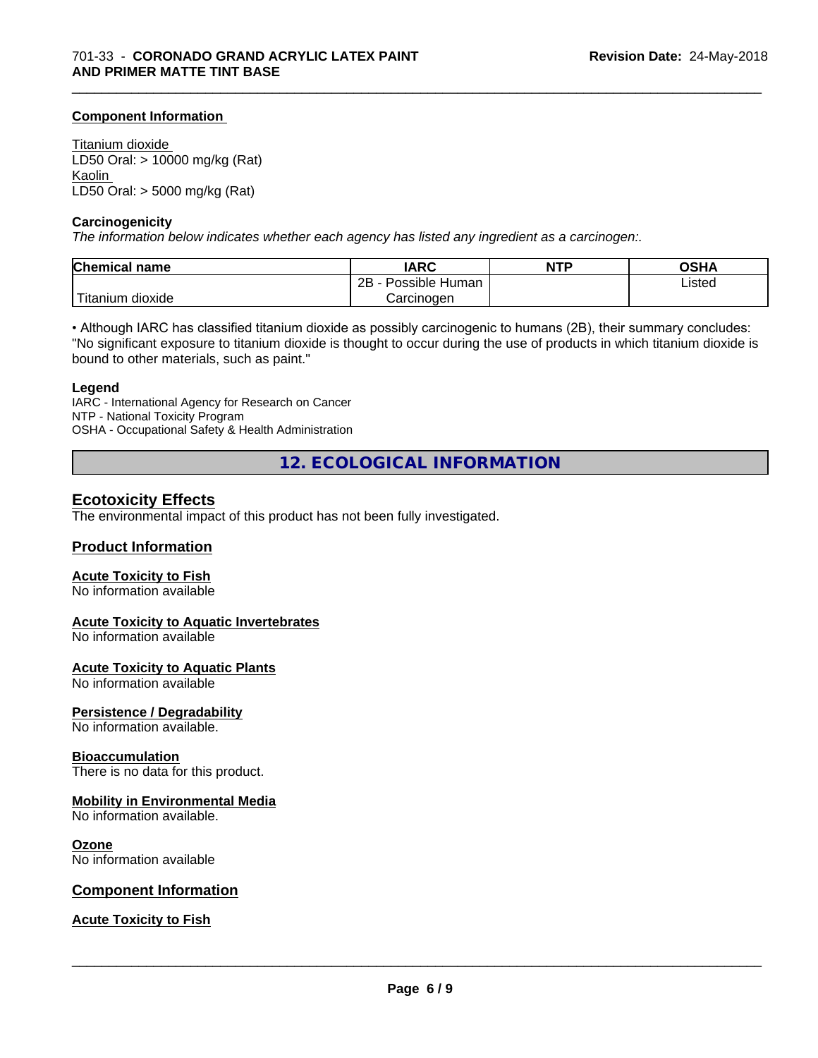#### Component Information

Titanium dioxide
LD50 Oral: > 10000 mg/kg (Rat)
Kaolin
LD50 Oral: > 5000 mg/kg (Rat)

#### Carcinogenicity

*The information below indicates whether each agency has listed any ingredient as a carcinogen:.*

| Chemical name | IARC | NTP | OSHA |
| --- | --- | --- | --- |
| Titanium dioxide | 2B - Possible Human Carcinogen | | Listed |

• Although IARC has classified titanium dioxide as possibly carcinogenic to humans (2B), their summary concludes: "No significant exposure to titanium dioxide is thought to occur during the use of products in which titanium dioxide is bound to other materials, such as paint."

#### Legend

IARC - International Agency for Research on Cancer
NTP - National Toxicity Program
OSHA - Occupational Safety & Health Administration

## 12. ECOLOGICAL INFORMATION

### Ecotoxicity Effects

The environmental impact of this product has not been fully investigated.

### Product Information

#### Acute Toxicity to Fish

No information available

#### Acute Toxicity to Aquatic Invertebrates

No information available

#### Acute Toxicity to Aquatic Plants

No information available

#### Persistence / Degradability

No information available.

#### Bioaccumulation

There is no data for this product.

#### Mobility in Environmental Media

No information available.

#### Ozone

No information available

### Component Information

#### Acute Toxicity to Fish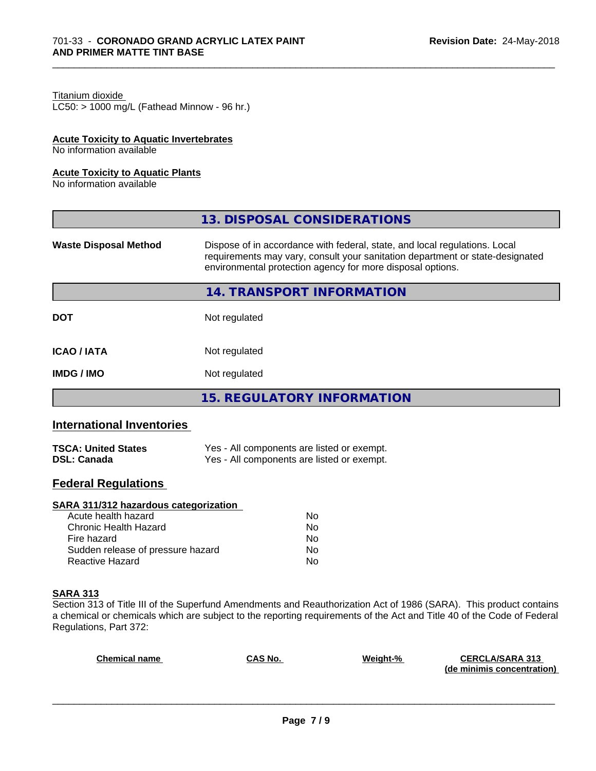Titanium dioxide
LC50: > 1000 mg/L (Fathead Minnow - 96 hr.)

**Acute Toxicity to Aquatic Invertebrates**
No information available

**Acute Toxicity to Aquatic Plants**
No information available

## 13. DISPOSAL CONSIDERATIONS

| | |
|---|---|
| **Waste Disposal Method** | Dispose of in accordance with federal, state, and local regulations. Local requirements may vary, consult your sanitation department or state-designated environmental protection agency for more disposal options. |

## 14. TRANSPORT INFORMATION

| | |
|---|---|
| **DOT** | Not regulated |
| **ICAO / IATA** | Not regulated |
| **IMDG / IMO** | Not regulated |

## 15. REGULATORY INFORMATION

### International Inventories

| | |
|---|---|
| **TSCA: United States** | Yes - All components are listed or exempt. |
| **DSL: Canada** | Yes - All components are listed or exempt. |

### Federal Regulations

**SARA 311/312 hazardous categorization**

| | |
|---|---|
| Acute health hazard | No |
| Chronic Health Hazard | No |
| Fire hazard | No |
| Sudden release of pressure hazard | No |
| Reactive Hazard | No |

**SARA 313**

Section 313 of Title III of the Superfund Amendments and Reauthorization Act of 1986 (SARA). This product contains a chemical or chemicals which are subject to the reporting requirements of the Act and Title 40 of the Code of Federal Regulations, Part 372:

| Chemical name | CAS No. | Weight-% | CERCLA/SARA 313 (de minimis concentration) |
|---|---|---|---|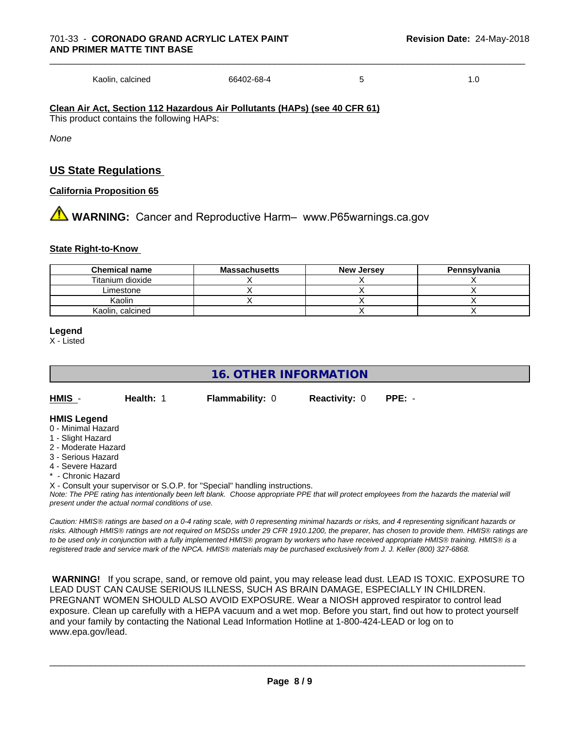| Kaolin, calcined | 66402-68-4 | 5 | 1.0 |
|---|---|---|---|

**Clean Air Act, Section 112 Hazardous Air Pollutants (HAPs) (see 40 CFR 61)**

This product contains the following HAPs:

*None*

## US State Regulations

### California Proposition 65

⚠ **WARNING:** Cancer and Reproductive Harm– www.P65warnings.ca.gov

### State Right-to-Know

| Chemical name | Massachusetts | New Jersey | Pennsylvania |
|---|---|---|---|
| Titanium dioxide | X | X | X |
| Limestone | X | X | X |
| Kaolin | X | X | X |
| Kaolin, calcined | | X | X |

**Legend**

X - Listed

## 16. OTHER INFORMATION

**HMIS** - **Health:** 1 **Flammability:** 0 **Reactivity:** 0 **PPE:** -

**HMIS Legend**

0 - Minimal Hazard
1 - Slight Hazard
2 - Moderate Hazard
3 - Serious Hazard
4 - Severe Hazard
* - Chronic Hazard
X - Consult your supervisor or S.O.P. for "Special" handling instructions.

*Note: The PPE rating has intentionally been left blank. Choose appropriate PPE that will protect employees from the hazards the material will present under the actual normal conditions of use.*

*Caution: HMIS® ratings are based on a 0-4 rating scale, with 0 representing minimal hazards or risks, and 4 representing significant hazards or risks. Although HMIS® ratings are not required on MSDSs under 29 CFR 1910.1200, the preparer, has chosen to provide them. HMIS® ratings are to be used only in conjunction with a fully implemented HMIS® program by workers who have received appropriate HMIS® training. HMIS® is a registered trade and service mark of the NPCA. HMIS® materials may be purchased exclusively from J. J. Keller (800) 327-6868.*

**WARNING!** If you scrape, sand, or remove old paint, you may release lead dust. LEAD IS TOXIC. EXPOSURE TO LEAD DUST CAN CAUSE SERIOUS ILLNESS, SUCH AS BRAIN DAMAGE, ESPECIALLY IN CHILDREN. PREGNANT WOMEN SHOULD ALSO AVOID EXPOSURE. Wear a NIOSH approved respirator to control lead exposure. Clean up carefully with a HEPA vacuum and a wet mop. Before you start, find out how to protect yourself and your family by contacting the National Lead Information Hotline at 1-800-424-LEAD or log on to www.epa.gov/lead.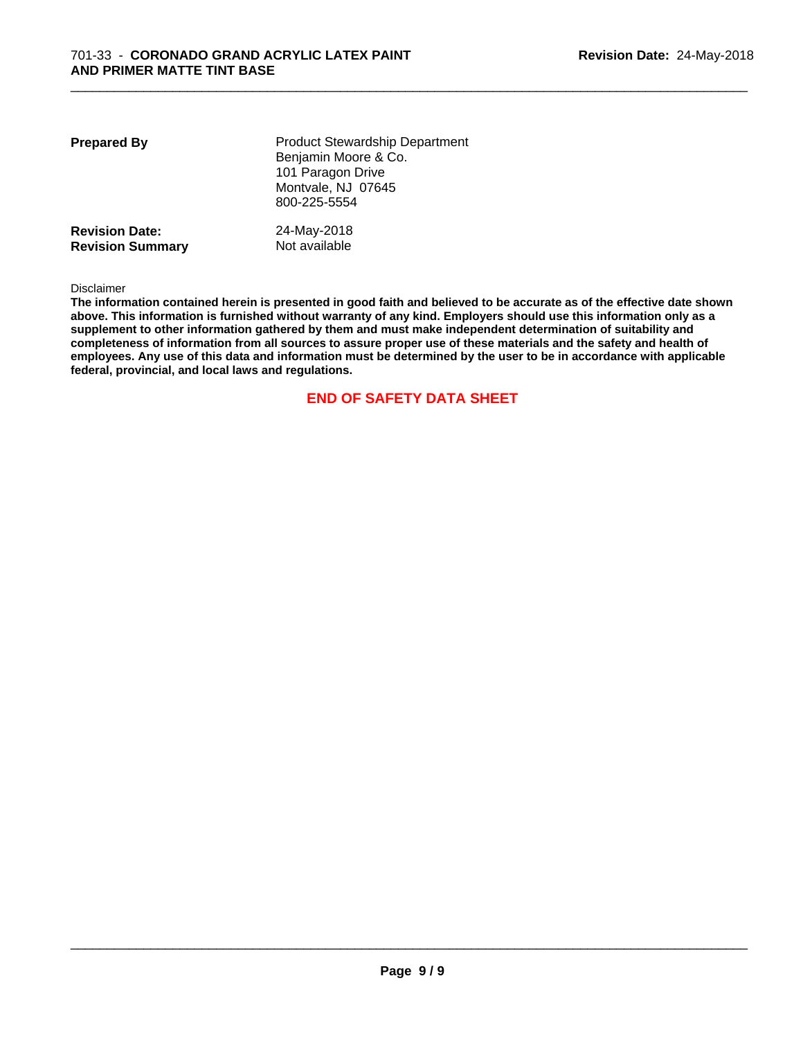| | |
|---|---|
| **Prepared By** | Product Stewardship Department<br>Benjamin Moore & Co.<br>101 Paragon Drive<br>Montvale, NJ 07645<br>800-225-5554 |
| **Revision Date:** | 24-May-2018 |
| **Revision Summary** | Not available |

Disclaimer

**The information contained herein is presented in good faith and believed to be accurate as of the effective date shown above. This information is furnished without warranty of any kind. Employers should use this information only as a supplement to other information gathered by them and must make independent determination of suitability and completeness of information from all sources to assure proper use of these materials and the safety and health of employees. Any use of this data and information must be determined by the user to be in accordance with applicable federal, provincial, and local laws and regulations.**

**END OF SAFETY DATA SHEET**